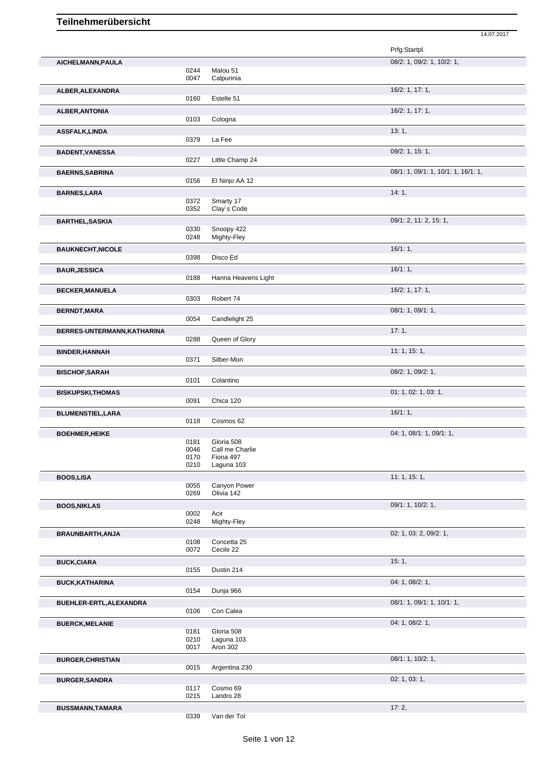# Teilnehmerübersicht

14.07.2017

| Name | Nr. | Pferd | Prfg:Startpl. |
|---|---|---|---|
| **AICHELMANN,PAULA** | | | 08/2: 1, 09/2: 1, 10/2: 1, |
| | 0244 | Malou 51 | |
| | 0047 | Calpurinia | |
| **ALBER,ALEXANDRA** | | | 16/2: 1, 17: 1, |
| | 0160 | Estelle 51 | |
| **ALBER,ANTONIA** | | | 16/2: 1, 17: 1, |
| | 0103 | Cologna | |
| **ASSFALK,LINDA** | | | 13: 1, |
| | 0379 | La Fee | |
| **BADENT,VANESSA** | | | 09/2: 1, 15: 1, |
| | 0227 | Little Champ 24 | |
| **BAERNS,SABRINA** | | | 08/1: 1, 09/1: 1, 10/1: 1, 16/1: 1, |
| | 0156 | El Ninjo AA 12 | |
| **BARNES,LARA** | | | 14: 1, |
| | 0372 | Smarty 17 | |
| | 0352 | Clay´s Code | |
| **BARTHEL,SASKIA** | | | 09/1: 2, 11: 2, 15: 1, |
| | 0330 | Snoopy 422 | |
| | 0248 | Mighty-Fley | |
| **BAUKNECHT,NICOLE** | | | 16/1: 1, |
| | 0398 | Disco Ed | |
| **BAUR,JESSICA** | | | 16/1: 1, |
| | 0188 | Hanna Heavens Light | |
| **BECKER,MANUELA** | | | 16/2: 1, 17: 1, |
| | 0303 | Robert 74 | |
| **BERNDT,MARA** | | | 08/1: 1, 09/1: 1, |
| | 0054 | Candlelight 25 | |
| **BERRES-UNTERMANN,KATHARINA** | | | 17: 1, |
| | 0288 | Queen of Glory | |
| **BINDER,HANNAH** | | | 11: 1, 15: 1, |
| | 0371 | Silber-Mon | |
| **BISCHOF,SARAH** | | | 08/2: 1, 09/2: 1, |
| | 0101 | Colantino | |
| **BISKUPSKI,THOMAS** | | | 01: 1, 02: 1, 03: 1, |
| | 0091 | Chica 120 | |
| **BLUMENSTIEL,LARA** | | | 16/1: 1, |
| | 0118 | Cosmos 62 | |
| **BOEHMER,HEIKE** | | | 04: 1, 08/1: 1, 09/1: 1, |
| | 0181 | Gloria 508 | |
| | 0046 | Call me Charlie | |
| | 0170 | Fiona 497 | |
| | 0210 | Laguna 103 | |
| **BOOS,LISA** | | | 11: 1, 15: 1, |
| | 0055 | Canyon Power | |
| | 0269 | Olivia 142 | |
| **BOOS,NIKLAS** | | | 09/1: 1, 10/2: 1, |
| | 0002 | Acir | |
| | 0248 | Mighty-Fley | |
| **BRAUNBARTH,ANJA** | | | 02: 1, 03: 2, 09/2: 1, |
| | 0108 | Concetta 25 | |
| | 0072 | Cecile 22 | |
| **BUCK,CIARA** | | | 15: 1, |
| | 0155 | Dustin 214 | |
| **BUCK,KATHARINA** | | | 04: 1, 08/2: 1, |
| | 0154 | Dunja 966 | |
| **BUEHLER-ERTL,ALEXANDRA** | | | 08/1: 1, 09/1: 1, 10/1: 1, |
| | 0106 | Con Calea | |
| **BUERCK,MELANIE** | | | 04: 1, 08/2: 1, |
| | 0181 | Gloria 508 | |
| | 0210 | Laguna 103 | |
| | 0017 | Aron 302 | |
| **BURGER,CHRISTIAN** | | | 08/1: 1, 10/2: 1, |
| | 0015 | Argentina 230 | |
| **BURGER,SANDRA** | | | 02: 1, 03: 1, |
| | 0117 | Cosmo 69 | |
| | 0215 | Landro 28 | |
| **BUSSMANN,TAMARA** | | | 17: 2, |
| | 0339 | Van der Tol | |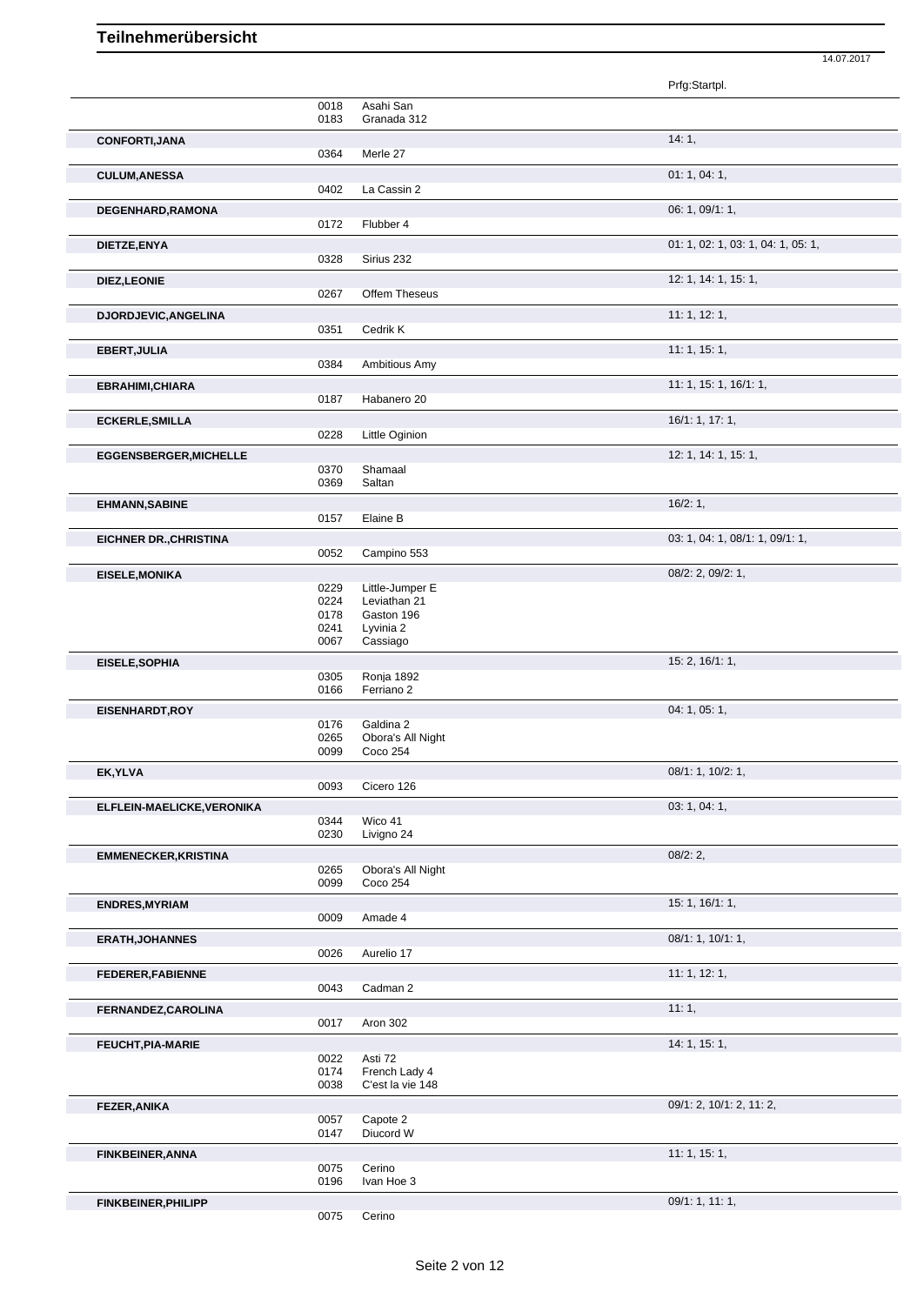# Teilnehmerübersicht

14.07.2017

| Teilnehmer | Nr. | Pferd | Prfg:Startpl. |
|---|---|---|---|
| | 0018 | Asahi San | |
| | 0183 | Granada 312 | |
| **CONFORTI,JANA** | | | 14: 1, |
| | 0364 | Merle 27 | |
| **CULUM,ANESSA** | | | 01: 1, 04: 1, |
| | 0402 | La Cassin 2 | |
| **DEGENHARD,RAMONA** | | | 06: 1, 09/1: 1, |
| | 0172 | Flubber 4 | |
| **DIETZE,ENYA** | | | 01: 1, 02: 1, 03: 1, 04: 1, 05: 1, |
| | 0328 | Sirius 232 | |
| **DIEZ,LEONIE** | | | 12: 1, 14: 1, 15: 1, |
| | 0267 | Offem Theseus | |
| **DJORDJEVIC,ANGELINA** | | | 11: 1, 12: 1, |
| | 0351 | Cedrik K | |
| **EBERT,JULIA** | | | 11: 1, 15: 1, |
| | 0384 | Ambitious Amy | |
| **EBRAHIMI,CHIARA** | | | 11: 1, 15: 1, 16/1: 1, |
| | 0187 | Habanero 20 | |
| **ECKERLE,SMILLA** | | | 16/1: 1, 17: 1, |
| | 0228 | Little Oginion | |
| **EGGENSBERGER,MICHELLE** | | | 12: 1, 14: 1, 15: 1, |
| | 0370 | Shamaal | |
| | 0369 | Saltan | |
| **EHMANN,SABINE** | | | 16/2: 1, |
| | 0157 | Elaine B | |
| **EICHNER DR.,CHRISTINA** | | | 03: 1, 04: 1, 08/1: 1, 09/1: 1, |
| | 0052 | Campino 553 | |
| **EISELE,MONIKA** | | | 08/2: 2, 09/2: 1, |
| | 0229 | Little-Jumper E | |
| | 0224 | Leviathan 21 | |
| | 0178 | Gaston 196 | |
| | 0241 | Lyvinia 2 | |
| | 0067 | Cassiago | |
| **EISELE,SOPHIA** | | | 15: 2, 16/1: 1, |
| | 0305 | Ronja 1892 | |
| | 0166 | Ferriano 2 | |
| **EISENHARDT,ROY** | | | 04: 1, 05: 1, |
| | 0176 | Galdina 2 | |
| | 0265 | Obora's All Night | |
| | 0099 | Coco 254 | |
| **EK,YLVA** | | | 08/1: 1, 10/2: 1, |
| | 0093 | Cicero 126 | |
| **ELFLEIN-MAELICKE,VERONIKA** | | | 03: 1, 04: 1, |
| | 0344 | Wico 41 | |
| | 0230 | Livigno 24 | |
| **EMMENECKER,KRISTINA** | | | 08/2: 2, |
| | 0265 | Obora's All Night | |
| | 0099 | Coco 254 | |
| **ENDRES,MYRIAM** | | | 15: 1, 16/1: 1, |
| | 0009 | Amade 4 | |
| **ERATH,JOHANNES** | | | 08/1: 1, 10/1: 1, |
| | 0026 | Aurelio 17 | |
| **FEDERER,FABIENNE** | | | 11: 1, 12: 1, |
| | 0043 | Cadman 2 | |
| **FERNANDEZ,CAROLINA** | | | 11: 1, |
| | 0017 | Aron 302 | |
| **FEUCHT,PIA-MARIE** | | | 14: 1, 15: 1, |
| | 0022 | Asti 72 | |
| | 0174 | French Lady 4 | |
| | 0038 | C'est la vie 148 | |
| **FEZER,ANIKA** | | | 09/1: 2, 10/1: 2, 11: 2, |
| | 0057 | Capote 2 | |
| | 0147 | Diucord W | |
| **FINKBEINER,ANNA** | | | 11: 1, 15: 1, |
| | 0075 | Cerino | |
| | 0196 | Ivan Hoe 3 | |
| **FINKBEINER,PHILIPP** | | | 09/1: 1, 11: 1, |
| | 0075 | Cerino | |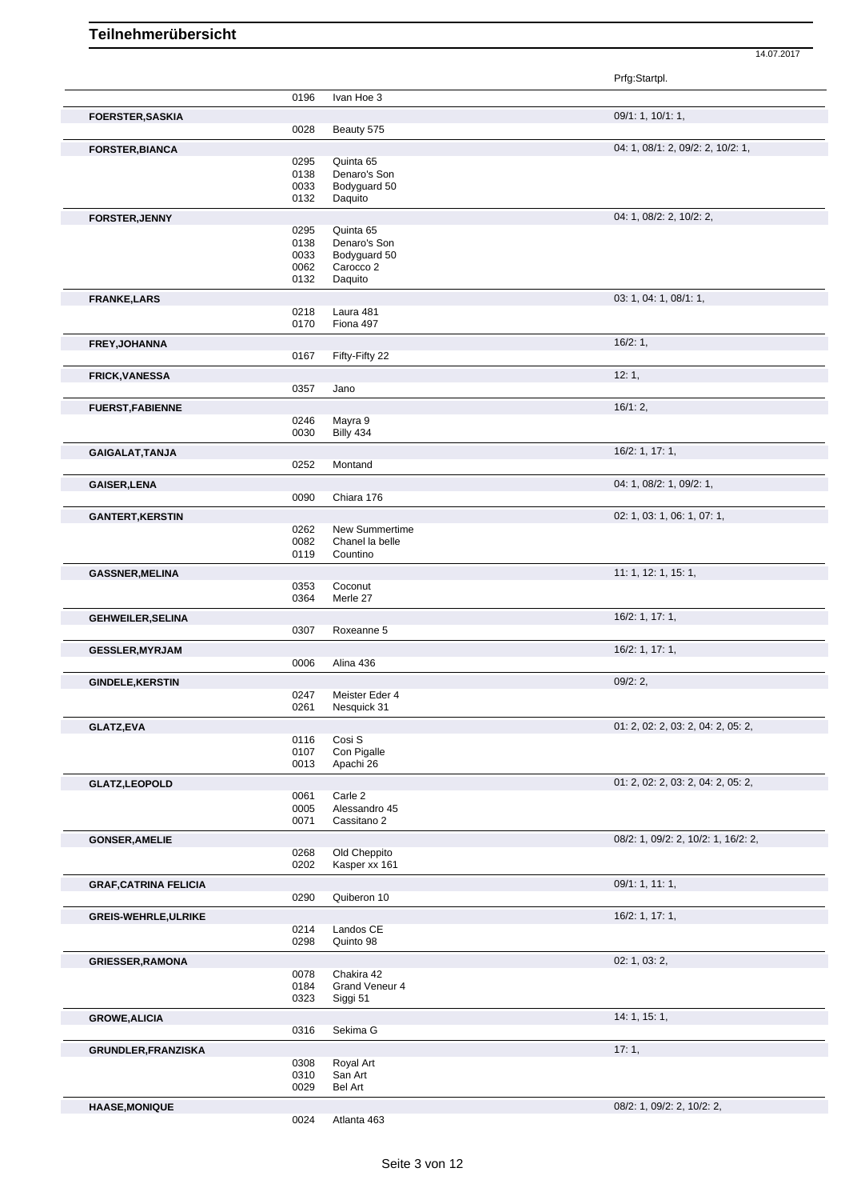# Teilnehmerübersicht

14.07.2017

| Name | Nr. | Pferd | Prfg:Startpl. |
|---|---|---|---|
| | 0196 | Ivan Hoe 3 | |
| **FOERSTER,SASKIA** | | | 09/1: 1, 10/1: 1, |
| | 0028 | Beauty 575 | |
| **FORSTER,BIANCA** | | | 04: 1, 08/1: 2, 09/2: 2, 10/2: 1, |
| | 0295 | Quinta 65 | |
| | 0138 | Denaro's Son | |
| | 0033 | Bodyguard 50 | |
| | 0132 | Daquito | |
| **FORSTER,JENNY** | | | 04: 1, 08/2: 2, 10/2: 2, |
| | 0295 | Quinta 65 | |
| | 0138 | Denaro's Son | |
| | 0033 | Bodyguard 50 | |
| | 0062 | Carocco 2 | |
| | 0132 | Daquito | |
| **FRANKE,LARS** | | | 03: 1, 04: 1, 08/1: 1, |
| | 0218 | Laura 481 | |
| | 0170 | Fiona 497 | |
| **FREY,JOHANNA** | | | 16/2: 1, |
| | 0167 | Fifty-Fifty 22 | |
| **FRICK,VANESSA** | | | 12: 1, |
| | 0357 | Jano | |
| **FUERST,FABIENNE** | | | 16/1: 2, |
| | 0246 | Mayra 9 | |
| | 0030 | Billy 434 | |
| **GAIGALAT,TANJA** | | | 16/2: 1, 17: 1, |
| | 0252 | Montand | |
| **GAISER,LENA** | | | 04: 1, 08/2: 1, 09/2: 1, |
| | 0090 | Chiara 176 | |
| **GANTERT,KERSTIN** | | | 02: 1, 03: 1, 06: 1, 07: 1, |
| | 0262 | New Summertime | |
| | 0082 | Chanel la belle | |
| | 0119 | Countino | |
| **GASSNER,MELINA** | | | 11: 1, 12: 1, 15: 1, |
| | 0353 | Coconut | |
| | 0364 | Merle 27 | |
| **GEHWEILER,SELINA** | | | 16/2: 1, 17: 1, |
| | 0307 | Roxeanne 5 | |
| **GESSLER,MYRJAM** | | | 16/2: 1, 17: 1, |
| | 0006 | Alina 436 | |
| **GINDELE,KERSTIN** | | | 09/2: 2, |
| | 0247 | Meister Eder 4 | |
| | 0261 | Nesquick 31 | |
| **GLATZ,EVA** | | | 01: 2, 02: 2, 03: 2, 04: 2, 05: 2, |
| | 0116 | Cosi S | |
| | 0107 | Con Pigalle | |
| | 0013 | Apachi 26 | |
| **GLATZ,LEOPOLD** | | | 01: 2, 02: 2, 03: 2, 04: 2, 05: 2, |
| | 0061 | Carle 2 | |
| | 0005 | Alessandro 45 | |
| | 0071 | Cassitano 2 | |
| **GONSER,AMELIE** | | | 08/2: 1, 09/2: 2, 10/2: 1, 16/2: 2, |
| | 0268 | Old Cheppito | |
| | 0202 | Kasper xx 161 | |
| **GRAF,CATRINA FELICIA** | | | 09/1: 1, 11: 1, |
| | 0290 | Quiberon 10 | |
| **GREIS-WEHRLE,ULRIKE** | | | 16/2: 1, 17: 1, |
| | 0214 | Landos CE | |
| | 0298 | Quinto 98 | |
| **GRIESSER,RAMONA** | | | 02: 1, 03: 2, |
| | 0078 | Chakira 42 | |
| | 0184 | Grand Veneur 4 | |
| | 0323 | Siggi 51 | |
| **GROWE,ALICIA** | | | 14: 1, 15: 1, |
| | 0316 | Sekima G | |
| **GRUNDLER,FRANZISKA** | | | 17: 1, |
| | 0308 | Royal Art | |
| | 0310 | San Art | |
| | 0029 | Bel Art | |
| **HAASE,MONIQUE** | | | 08/2: 1, 09/2: 2, 10/2: 2, |
| | 0024 | Atlanta 463 | |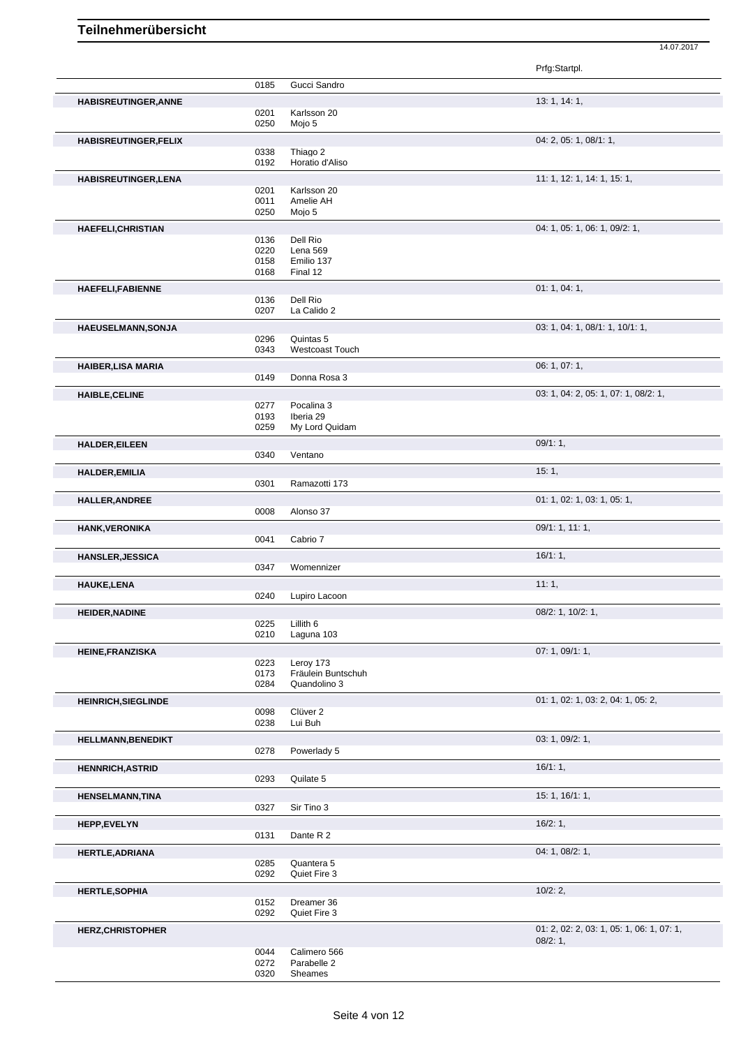# Teilnehmerübersicht

14.07.2017

| | | | Prfg:Startpl. |
|---|---|---|---|
| | 0185 | Gucci Sandro | |
| **HABISREUTINGER,ANNE** | | | 13: 1, 14: 1, |
| | 0201 | Karlsson 20 | |
| | 0250 | Mojo 5 | |
| **HABISREUTINGER,FELIX** | | | 04: 2, 05: 1, 08/1: 1, |
| | 0338 | Thiago 2 | |
| | 0192 | Horatio d'Aliso | |
| **HABISREUTINGER,LENA** | | | 11: 1, 12: 1, 14: 1, 15: 1, |
| | 0201 | Karlsson 20 | |
| | 0011 | Amelie AH | |
| | 0250 | Mojo 5 | |
| **HAEFELI,CHRISTIAN** | | | 04: 1, 05: 1, 06: 1, 09/2: 1, |
| | 0136 | Dell Rio | |
| | 0220 | Lena 569 | |
| | 0158 | Emilio 137 | |
| | 0168 | Final 12 | |
| **HAEFELI,FABIENNE** | | | 01: 1, 04: 1, |
| | 0136 | Dell Rio | |
| | 0207 | La Calido 2 | |
| **HAEUSELMANN,SONJA** | | | 03: 1, 04: 1, 08/1: 1, 10/1: 1, |
| | 0296 | Quintas 5 | |
| | 0343 | Westcoast Touch | |
| **HAIBER,LISA MARIA** | | | 06: 1, 07: 1, |
| | 0149 | Donna Rosa 3 | |
| **HAIBLE,CELINE** | | | 03: 1, 04: 2, 05: 1, 07: 1, 08/2: 1, |
| | 0277 | Pocalina 3 | |
| | 0193 | Iberia 29 | |
| | 0259 | My Lord Quidam | |
| **HALDER,EILEEN** | | | 09/1: 1, |
| | 0340 | Ventano | |
| **HALDER,EMILIA** | | | 15: 1, |
| | 0301 | Ramazotti 173 | |
| **HALLER,ANDREE** | | | 01: 1, 02: 1, 03: 1, 05: 1, |
| | 0008 | Alonso 37 | |
| **HANK,VERONIKA** | | | 09/1: 1, 11: 1, |
| | 0041 | Cabrio 7 | |
| **HANSLER,JESSICA** | | | 16/1: 1, |
| | 0347 | Womennizer | |
| **HAUKE,LENA** | | | 11: 1, |
| | 0240 | Lupiro Lacoon | |
| **HEIDER,NADINE** | | | 08/2: 1, 10/2: 1, |
| | 0225 | Lillith 6 | |
| | 0210 | Laguna 103 | |
| **HEINE,FRANZISKA** | | | 07: 1, 09/1: 1, |
| | 0223 | Leroy 173 | |
| | 0173 | Fräulein Buntschuh | |
| | 0284 | Quandolino 3 | |
| **HEINRICH,SIEGLINDE** | | | 01: 1, 02: 1, 03: 2, 04: 1, 05: 2, |
| | 0098 | Clüver 2 | |
| | 0238 | Lui Buh | |
| **HELLMANN,BENEDIKT** | | | 03: 1, 09/2: 1, |
| | 0278 | Powerlady 5 | |
| **HENNRICH,ASTRID** | | | 16/1: 1, |
| | 0293 | Quilate 5 | |
| **HENSELMANN,TINA** | | | 15: 1, 16/1: 1, |
| | 0327 | Sir Tino 3 | |
| **HEPP,EVELYN** | | | 16/2: 1, |
| | 0131 | Dante R 2 | |
| **HERTLE,ADRIANA** | | | 04: 1, 08/2: 1, |
| | 0285 | Quantera 5 | |
| | 0292 | Quiet Fire 3 | |
| **HERTLE,SOPHIA** | | | 10/2: 2, |
| | 0152 | Dreamer 36 | |
| | 0292 | Quiet Fire 3 | |
| **HERZ,CHRISTOPHER** | | | 01: 2, 02: 2, 03: 1, 05: 1, 06: 1, 07: 1, 08/2: 1, |
| | 0044 | Calimero 566 | |
| | 0272 | Parabelle 2 | |
| | 0320 | Sheames | |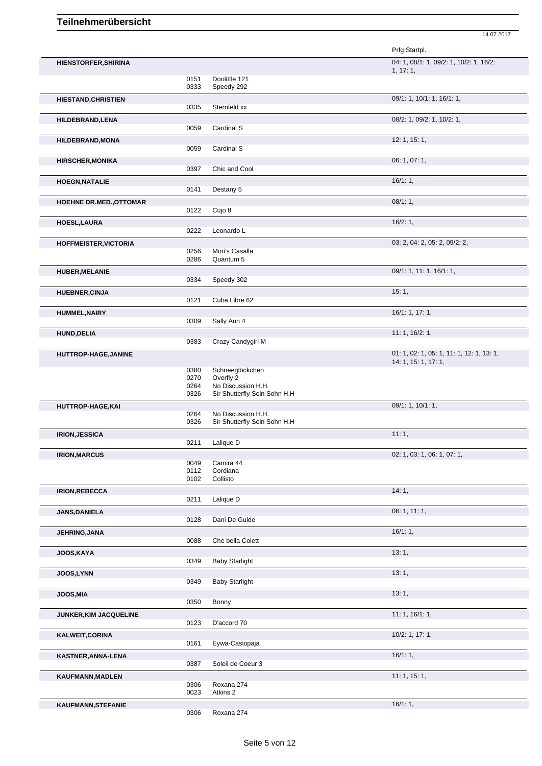# Teilnehmerübersicht

14.07.2017

| Name | Nr. | Pferd | Prfg:Startpl. |
|---|---|---|---|
| **HIENSTORFER,SHIRINA** | | | 04: 1, 08/1: 1, 09/2: 1, 10/2: 1, 16/2: 1, 17: 1, |
| | 0151 | Doolittle 121 | |
| | 0333 | Speedy 292 | |
| **HIESTAND,CHRISTIEN** | | | 09/1: 1, 10/1: 1, 16/1: 1, |
| | 0335 | Sternfeld xx | |
| **HILDEBRAND,LENA** | | | 08/2: 1, 09/2: 1, 10/2: 1, |
| | 0059 | Cardinal S | |
| **HILDEBRAND,MONA** | | | 12: 1, 15: 1, |
| | 0059 | Cardinal S | |
| **HIRSCHER,MONIKA** | | | 06: 1, 07: 1, |
| | 0397 | Chic and Cool | |
| **HOEGN,NATALIE** | | | 16/1: 1, |
| | 0141 | Destany 5 | |
| **HOEHNE DR.MED.,OTTOMAR** | | | 08/1: 1, |
| | 0122 | Cujo 8 | |
| **HOESL,LAURA** | | | 16/2: 1, |
| | 0222 | Leonardo L | |
| **HOFFMEISTER,VICTORIA** | | | 03: 2, 04: 2, 05: 2, 09/2: 2, |
| | 0256 | Mori's Casalla | |
| | 0286 | Quantum 5 | |
| **HUBER,MELANIE** | | | 09/1: 1, 11: 1, 16/1: 1, |
| | 0334 | Speedy 302 | |
| **HUEBNER,CINJA** | | | 15: 1, |
| | 0121 | Cuba Libre 62 | |
| **HUMMEL,NAIRY** | | | 16/1: 1, 17: 1, |
| | 0309 | Sally Ann 4 | |
| **HUND,DELIA** | | | 11: 1, 16/2: 1, |
| | 0383 | Crazy Candygirl M | |
| **HUTTROP-HAGE,JANINE** | | | 01: 1, 02: 1, 05: 1, 11: 1, 12: 1, 13: 1, 14: 1, 15: 1, 17: 1, |
| | 0380 | Schneeglöckchen | |
| | 0270 | Overfly 2 | |
| | 0264 | No Discussion H.H. | |
| | 0326 | Sir Shutterfly Sein Sohn H.H | |
| **HUTTROP-HAGE,KAI** | | | 09/1: 1, 10/1: 1, |
| | 0264 | No Discussion H.H. | |
| | 0326 | Sir Shutterfly Sein Sohn H.H | |
| **IRION,JESSICA** | | | 11: 1, |
| | 0211 | Lalique D | |
| **IRION,MARCUS** | | | 02: 1, 03: 1, 06: 1, 07: 1, |
| | 0049 | Camira 44 | |
| | 0112 | Cordiana | |
| | 0102 | Collisto | |
| **IRION,REBECCA** | | | 14: 1, |
| | 0211 | Lalique D | |
| **JANS,DANIELA** | | | 06: 1, 11: 1, |
| | 0128 | Dani De Gulde | |
| **JEHRING,JANA** | | | 16/1: 1, |
| | 0088 | Che bella Colett | |
| **JOOS,KAYA** | | | 13: 1, |
| | 0349 | Baby Starlight | |
| **JOOS,LYNN** | | | 13: 1, |
| | 0349 | Baby Starlight | |
| **JOOS,MIA** | | | 13: 1, |
| | 0350 | Bonny | |
| **JUNKER,KIM JACQUELINE** | | | 11: 1, 16/1: 1, |
| | 0123 | D'accord 70 | |
| **KALWEIT,CORINA** | | | 10/2: 1, 17: 1, |
| | 0161 | Eywa-Casiopaja | |
| **KASTNER,ANNA-LENA** | | | 16/1: 1, |
| | 0387 | Soleil de Coeur 3 | |
| **KAUFMANN,MADLEN** | | | 11: 1, 15: 1, |
| | 0306 | Roxana 274 | |
| | 0023 | Atkins 2 | |
| **KAUFMANN,STEFANIE** | | | 16/1: 1, |
| | 0306 | Roxana 274 | |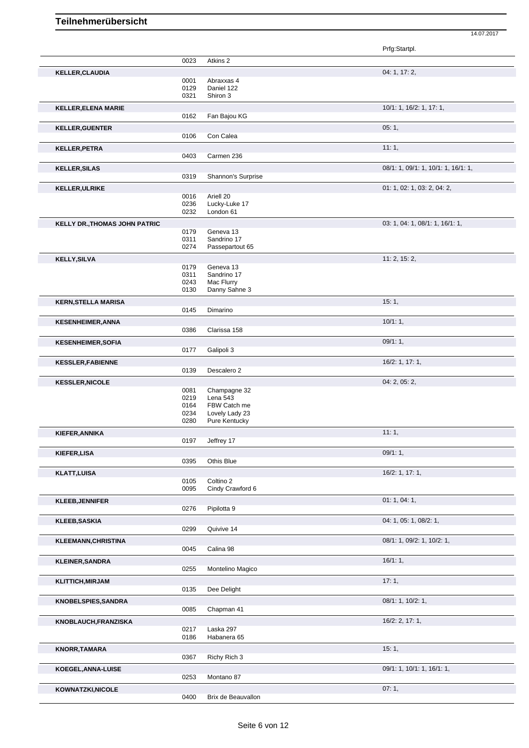# Teilnehmerübersicht

14.07.2017

| | | | Prfg:Startpl. |
|---|---|---|---|
| | 0023 | Atkins 2 | |
| **KELLER,CLAUDIA** | | | 04: 1, 17: 2, |
| | 0001 | Abraxxas 4 | |
| | 0129 | Daniel 122 | |
| | 0321 | Shiron 3 | |
| **KELLER,ELENA MARIE** | | | 10/1: 1, 16/2: 1, 17: 1, |
| | 0162 | Fan Bajou KG | |
| **KELLER,GUENTER** | | | 05: 1, |
| | 0106 | Con Calea | |
| **KELLER,PETRA** | | | 11: 1, |
| | 0403 | Carmen 236 | |
| **KELLER,SILAS** | | | 08/1: 1, 09/1: 1, 10/1: 1, 16/1: 1, |
| | 0319 | Shannon's Surprise | |
| **KELLER,ULRIKE** | | | 01: 1, 02: 1, 03: 2, 04: 2, |
| | 0016 | Ariell 20 | |
| | 0236 | Lucky-Luke 17 | |
| | 0232 | London 61 | |
| **KELLY DR.,THOMAS JOHN PATRIC** | | | 03: 1, 04: 1, 08/1: 1, 16/1: 1, |
| | 0179 | Geneva 13 | |
| | 0311 | Sandrino 17 | |
| | 0274 | Passepartout 65 | |
| **KELLY,SILVA** | | | 11: 2, 15: 2, |
| | 0179 | Geneva 13 | |
| | 0311 | Sandrino 17 | |
| | 0243 | Mac Flurry | |
| | 0130 | Danny Sahne 3 | |
| **KERN,STELLA MARISA** | | | 15: 1, |
| | 0145 | Dimarino | |
| **KESENHEIMER,ANNA** | | | 10/1: 1, |
| | 0386 | Clarissa 158 | |
| **KESENHEIMER,SOFIA** | | | 09/1: 1, |
| | 0177 | Galipoli 3 | |
| **KESSLER,FABIENNE** | | | 16/2: 1, 17: 1, |
| | 0139 | Descalero 2 | |
| **KESSLER,NICOLE** | | | 04: 2, 05: 2, |
| | 0081 | Champagne 32 | |
| | 0219 | Lena 543 | |
| | 0164 | FBW Catch me | |
| | 0234 | Lovely Lady 23 | |
| | 0280 | Pure Kentucky | |
| **KIEFER,ANNIKA** | | | 11: 1, |
| | 0197 | Jeffrey 17 | |
| **KIEFER,LISA** | | | 09/1: 1, |
| | 0395 | Othis Blue | |
| **KLATT,LUISA** | | | 16/2: 1, 17: 1, |
| | 0105 | Coltino 2 | |
| | 0095 | Cindy Crawford 6 | |
| **KLEEB,JENNIFER** | | | 01: 1, 04: 1, |
| | 0276 | Pipilotta 9 | |
| **KLEEB,SASKIA** | | | 04: 1, 05: 1, 08/2: 1, |
| | 0299 | Quivive 14 | |
| **KLEEMANN,CHRISTINA** | | | 08/1: 1, 09/2: 1, 10/2: 1, |
| | 0045 | Calina 98 | |
| **KLEINER,SANDRA** | | | 16/1: 1, |
| | 0255 | Montelino Magico | |
| **KLITTICH,MIRJAM** | | | 17: 1, |
| | 0135 | Dee Delight | |
| **KNOBELSPIES,SANDRA** | | | 08/1: 1, 10/2: 1, |
| | 0085 | Chapman 41 | |
| **KNOBLAUCH,FRANZISKA** | | | 16/2: 2, 17: 1, |
| | 0217 | Laska 297 | |
| | 0186 | Habanera 65 | |
| **KNORR,TAMARA** | | | 15: 1, |
| | 0367 | Richy Rich 3 | |
| **KOEGEL,ANNA-LUISE** | | | 09/1: 1, 10/1: 1, 16/1: 1, |
| | 0253 | Montano 87 | |
| **KOWNATZKI,NICOLE** | | | 07: 1, |
| | 0400 | Brix de Beauvallon | |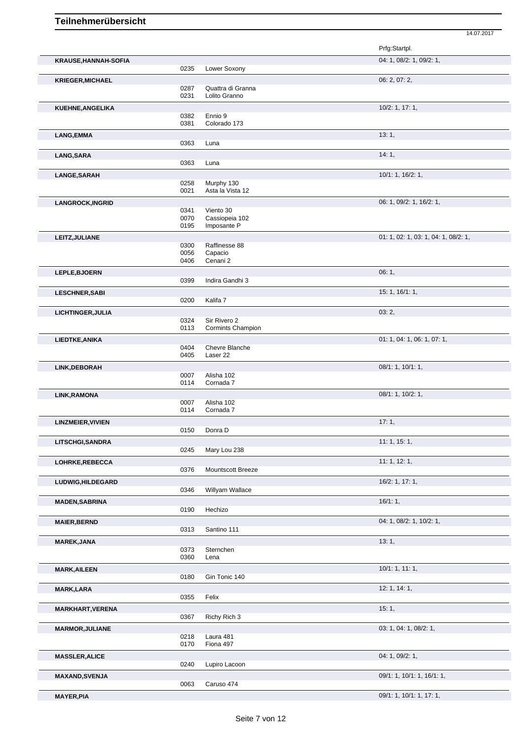# Teilnehmerübersicht

14.07.2017

| Name | Nr. | Pferd | Prfg:Startpl. |
|---|---|---|---|
| **KRAUSE,HANNAH-SOFIA** | | | 04: 1, 08/2: 1, 09/2: 1, |
| | 0235 | Lower Soxony | |
| **KRIEGER,MICHAEL** | | | 06: 2, 07: 2, |
| | 0287 | Quattra di Granna | |
| | 0231 | Lolito Granno | |
| **KUEHNE,ANGELIKA** | | | 10/2: 1, 17: 1, |
| | 0382 | Ennio 9 | |
| | 0381 | Colorado 173 | |
| **LANG,EMMA** | | | 13: 1, |
| | 0363 | Luna | |
| **LANG,SARA** | | | 14: 1, |
| | 0363 | Luna | |
| **LANGE,SARAH** | | | 10/1: 1, 16/2: 1, |
| | 0258 | Murphy 130 | |
| | 0021 | Asta la Vista 12 | |
| **LANGROCK,INGRID** | | | 06: 1, 09/2: 1, 16/2: 1, |
| | 0341 | Viento 30 | |
| | 0070 | Cassiopeia 102 | |
| | 0195 | Imposante P | |
| **LEITZ,JULIANE** | | | 01: 1, 02: 1, 03: 1, 04: 1, 08/2: 1, |
| | 0300 | Raffinesse 88 | |
| | 0056 | Capacio | |
| | 0406 | Cenani 2 | |
| **LEPLE,BJOERN** | | | 06: 1, |
| | 0399 | Indira Gandhi 3 | |
| **LESCHNER,SABI** | | | 15: 1, 16/1: 1, |
| | 0200 | Kalifa 7 | |
| **LICHTINGER,JULIA** | | | 03: 2, |
| | 0324 | Sir Rivero 2 | |
| | 0113 | Cormints Champion | |
| **LIEDTKE,ANIKA** | | | 01: 1, 04: 1, 06: 1, 07: 1, |
| | 0404 | Chevre Blanche | |
| | 0405 | Laser 22 | |
| **LINK,DEBORAH** | | | 08/1: 1, 10/1: 1, |
| | 0007 | Alisha 102 | |
| | 0114 | Cornada 7 | |
| **LINK,RAMONA** | | | 08/1: 1, 10/2: 1, |
| | 0007 | Alisha 102 | |
| | 0114 | Cornada 7 | |
| **LINZMEIER,VIVIEN** | | | 17: 1, |
| | 0150 | Donra D | |
| **LITSCHGI,SANDRA** | | | 11: 1, 15: 1, |
| | 0245 | Mary Lou 238 | |
| **LOHRKE,REBECCA** | | | 11: 1, 12: 1, |
| | 0376 | Mountscott Breeze | |
| **LUDWIG,HILDEGARD** | | | 16/2: 1, 17: 1, |
| | 0346 | Willyam Wallace | |
| **MADEN,SABRINA** | | | 16/1: 1, |
| | 0190 | Hechizo | |
| **MAIER,BERND** | | | 04: 1, 08/2: 1, 10/2: 1, |
| | 0313 | Santino 111 | |
| **MAREK,JANA** | | | 13: 1, |
| | 0373 | Sternchen | |
| | 0360 | Lena | |
| **MARK,AILEEN** | | | 10/1: 1, 11: 1, |
| | 0180 | Gin Tonic 140 | |
| **MARK,LARA** | | | 12: 1, 14: 1, |
| | 0355 | Felix | |
| **MARKHART,VERENA** | | | 15: 1, |
| | 0367 | Richy Rich 3 | |
| **MARMOR,JULIANE** | | | 03: 1, 04: 1, 08/2: 1, |
| | 0218 | Laura 481 | |
| | 0170 | Fiona 497 | |
| **MASSLER,ALICE** | | | 04: 1, 09/2: 1, |
| | 0240 | Lupiro Lacoon | |
| **MAXAND,SVENJA** | | | 09/1: 1, 10/1: 1, 16/1: 1, |
| | 0063 | Caruso 474 | |
| **MAYER,PIA** | | | 09/1: 1, 10/1: 1, 17: 1, |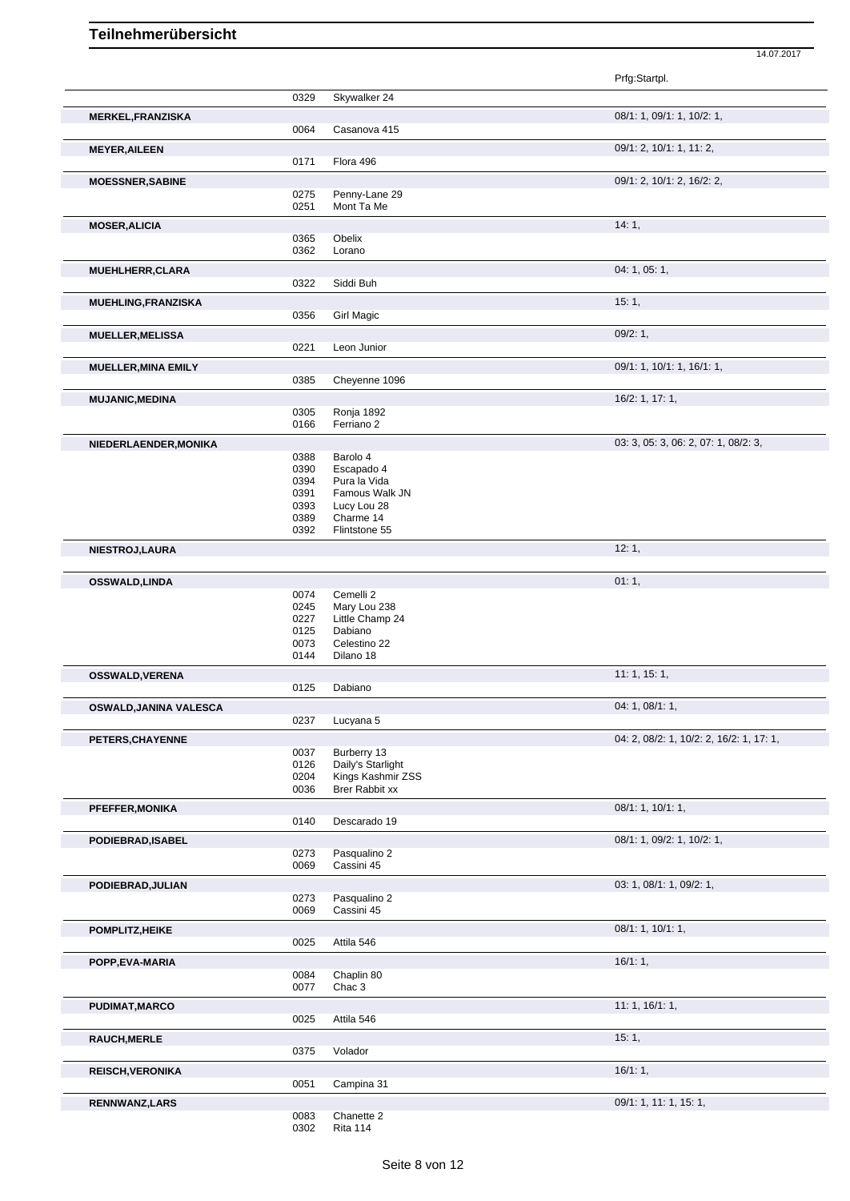# Teilnehmerübersicht

14.07.2017

| Name | Nr. | Pferd | Prfg:Startpl. |
|---|---|---|---|
| | 0329 | Skywalker 24 | |
| **MERKEL,FRANZISKA** | | | 08/1: 1, 09/1: 1, 10/2: 1, |
| | 0064 | Casanova 415 | |
| **MEYER,AILEEN** | | | 09/1: 2, 10/1: 1, 11: 2, |
| | 0171 | Flora 496 | |
| **MOESSNER,SABINE** | | | 09/1: 2, 10/1: 2, 16/2: 2, |
| | 0275 | Penny-Lane 29 | |
| | 0251 | Mont Ta Me | |
| **MOSER,ALICIA** | | | 14: 1, |
| | 0365 | Obelix | |
| | 0362 | Lorano | |
| **MUEHLHERR,CLARA** | | | 04: 1, 05: 1, |
| | 0322 | Siddi Buh | |
| **MUEHLING,FRANZISKA** | | | 15: 1, |
| | 0356 | Girl Magic | |
| **MUELLER,MELISSA** | | | 09/2: 1, |
| | 0221 | Leon Junior | |
| **MUELLER,MINA EMILY** | | | 09/1: 1, 10/1: 1, 16/1: 1, |
| | 0385 | Cheyenne 1096 | |
| **MUJANIC,MEDINA** | | | 16/2: 1, 17: 1, |
| | 0305 | Ronja 1892 | |
| | 0166 | Ferriano 2 | |
| **NIEDERLAENDER,MONIKA** | | | 03: 3, 05: 3, 06: 2, 07: 1, 08/2: 3, |
| | 0388 | Barolo 4 | |
| | 0390 | Escapado 4 | |
| | 0394 | Pura la Vida | |
| | 0391 | Famous Walk JN | |
| | 0393 | Lucy Lou 28 | |
| | 0389 | Charme 14 | |
| | 0392 | Flintstone 55 | |
| **NIESTROJ,LAURA** | | | 12: 1, |
| **OSSWALD,LINDA** | | | 01: 1, |
| | 0074 | Cemelli 2 | |
| | 0245 | Mary Lou 238 | |
| | 0227 | Little Champ 24 | |
| | 0125 | Dabiano | |
| | 0073 | Celestino 22 | |
| | 0144 | Dilano 18 | |
| **OSSWALD,VERENA** | | | 11: 1, 15: 1, |
| | 0125 | Dabiano | |
| **OSWALD,JANINA VALESCA** | | | 04: 1, 08/1: 1, |
| | 0237 | Lucyana 5 | |
| **PETERS,CHAYENNE** | | | 04: 2, 08/2: 1, 10/2: 2, 16/2: 1, 17: 1, |
| | 0037 | Burberry 13 | |
| | 0126 | Daily's Starlight | |
| | 0204 | Kings Kashmir ZSS | |
| | 0036 | Brer Rabbit xx | |
| **PFEFFER,MONIKA** | | | 08/1: 1, 10/1: 1, |
| | 0140 | Descarado 19 | |
| **PODIEBRAD,ISABEL** | | | 08/1: 1, 09/2: 1, 10/2: 1, |
| | 0273 | Pasqualino 2 | |
| | 0069 | Cassini 45 | |
| **PODIEBRAD,JULIAN** | | | 03: 1, 08/1: 1, 09/2: 1, |
| | 0273 | Pasqualino 2 | |
| | 0069 | Cassini 45 | |
| **POMPLITZ,HEIKE** | | | 08/1: 1, 10/1: 1, |
| | 0025 | Attila 546 | |
| **POPP,EVA-MARIA** | | | 16/1: 1, |
| | 0084 | Chaplin 80 | |
| | 0077 | Chac 3 | |
| **PUDIMAT,MARCO** | | | 11: 1, 16/1: 1, |
| | 0025 | Attila 546 | |
| **RAUCH,MERLE** | | | 15: 1, |
| | 0375 | Volador | |
| **REISCH,VERONIKA** | | | 16/1: 1, |
| | 0051 | Campina 31 | |
| **RENNWANZ,LARS** | | | 09/1: 1, 11: 1, 15: 1, |
| | 0083 | Chanette 2 | |
| | 0302 | Rita 114 | |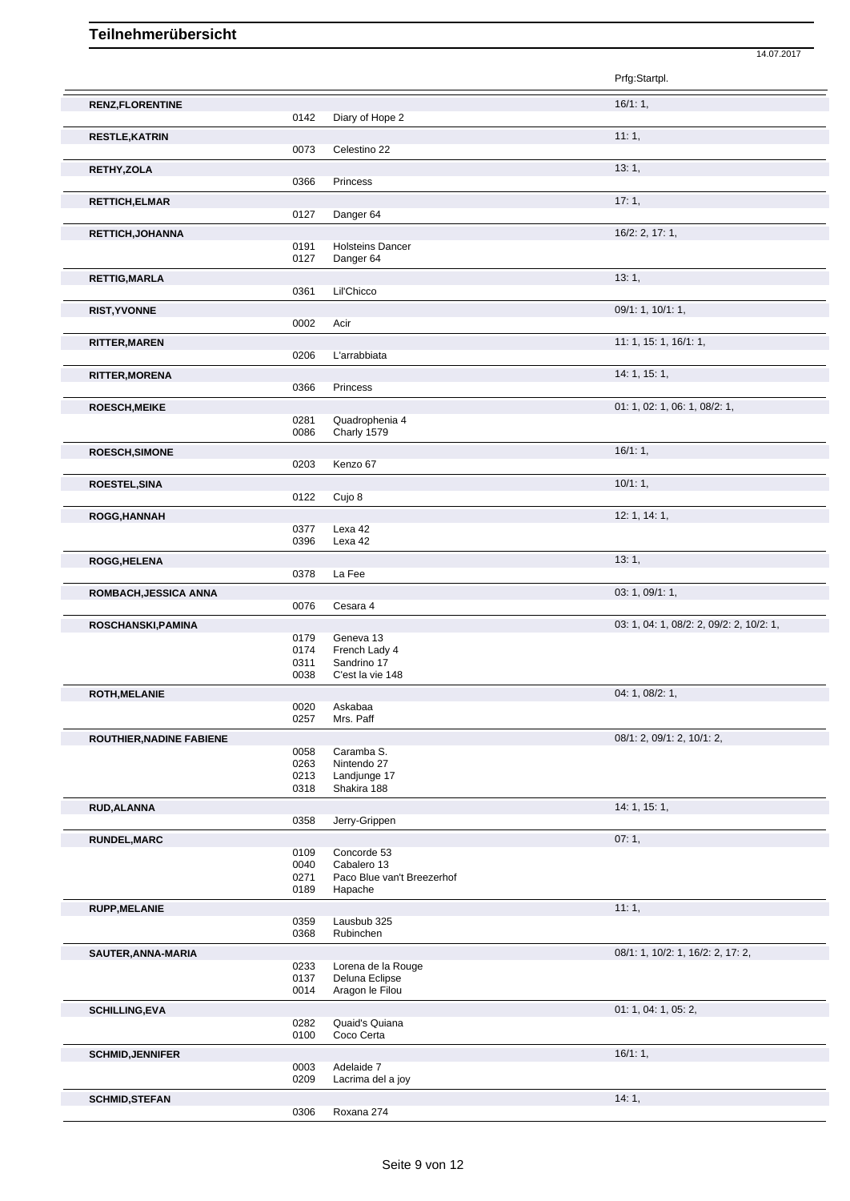# Teilnehmerübersicht

14.07.2017

| Name | Nr. | Pferd | Prfg:Startpl. |
|---|---|---|---|
| **RENZ,FLORENTINE** | | | 16/1: 1, |
| | 0142 | Diary of Hope 2 | |
| **RESTLE,KATRIN** | | | 11: 1, |
| | 0073 | Celestino 22 | |
| **RETHY,ZOLA** | | | 13: 1, |
| | 0366 | Princess | |
| **RETTICH,ELMAR** | | | 17: 1, |
| | 0127 | Danger 64 | |
| **RETTICH,JOHANNA** | | | 16/2: 2, 17: 1, |
| | 0191 | Holsteins Dancer | |
| | 0127 | Danger 64 | |
| **RETTIG,MARLA** | | | 13: 1, |
| | 0361 | Lil'Chicco | |
| **RIST,YVONNE** | | | 09/1: 1, 10/1: 1, |
| | 0002 | Acir | |
| **RITTER,MAREN** | | | 11: 1, 15: 1, 16/1: 1, |
| | 0206 | L'arrabbiata | |
| **RITTER,MORENA** | | | 14: 1, 15: 1, |
| | 0366 | Princess | |
| **ROESCH,MEIKE** | | | 01: 1, 02: 1, 06: 1, 08/2: 1, |
| | 0281 | Quadrophenia 4 | |
| | 0086 | Charly 1579 | |
| **ROESCH,SIMONE** | | | 16/1: 1, |
| | 0203 | Kenzo 67 | |
| **ROESTEL,SINA** | | | 10/1: 1, |
| | 0122 | Cujo 8 | |
| **ROGG,HANNAH** | | | 12: 1, 14: 1, |
| | 0377 | Lexa 42 | |
| | 0396 | Lexa 42 | |
| **ROGG,HELENA** | | | 13: 1, |
| | 0378 | La Fee | |
| **ROMBACH,JESSICA ANNA** | | | 03: 1, 09/1: 1, |
| | 0076 | Cesara 4 | |
| **ROSCHANSKI,PAMINA** | | | 03: 1, 04: 1, 08/2: 2, 09/2: 2, 10/2: 1, |
| | 0179 | Geneva 13 | |
| | 0174 | French Lady 4 | |
| | 0311 | Sandrino 17 | |
| | 0038 | C'est la vie 148 | |
| **ROTH,MELANIE** | | | 04: 1, 08/2: 1, |
| | 0020 | Askabaa | |
| | 0257 | Mrs. Paff | |
| **ROUTHIER,NADINE FABIENE** | | | 08/1: 2, 09/1: 2, 10/1: 2, |
| | 0058 | Caramba S. | |
| | 0263 | Nintendo 27 | |
| | 0213 | Landjunge 17 | |
| | 0318 | Shakira 188 | |
| **RUD,ALANNA** | | | 14: 1, 15: 1, |
| | 0358 | Jerry-Grippen | |
| **RUNDEL,MARC** | | | 07: 1, |
| | 0109 | Concorde 53 | |
| | 0040 | Cabalero 13 | |
| | 0271 | Paco Blue van't Breezerhof | |
| | 0189 | Hapache | |
| **RUPP,MELANIE** | | | 11: 1, |
| | 0359 | Lausbub 325 | |
| | 0368 | Rubinchen | |
| **SAUTER,ANNA-MARIA** | | | 08/1: 1, 10/2: 1, 16/2: 2, 17: 2, |
| | 0233 | Lorena de la Rouge | |
| | 0137 | Deluna Eclipse | |
| | 0014 | Aragon le Filou | |
| **SCHILLING,EVA** | | | 01: 1, 04: 1, 05: 2, |
| | 0282 | Quaid's Quiana | |
| | 0100 | Coco Certa | |
| **SCHMID,JENNIFER** | | | 16/1: 1, |
| | 0003 | Adelaide 7 | |
| | 0209 | Lacrima del a joy | |
| **SCHMID,STEFAN** | | | 14: 1, |
| | 0306 | Roxana 274 | |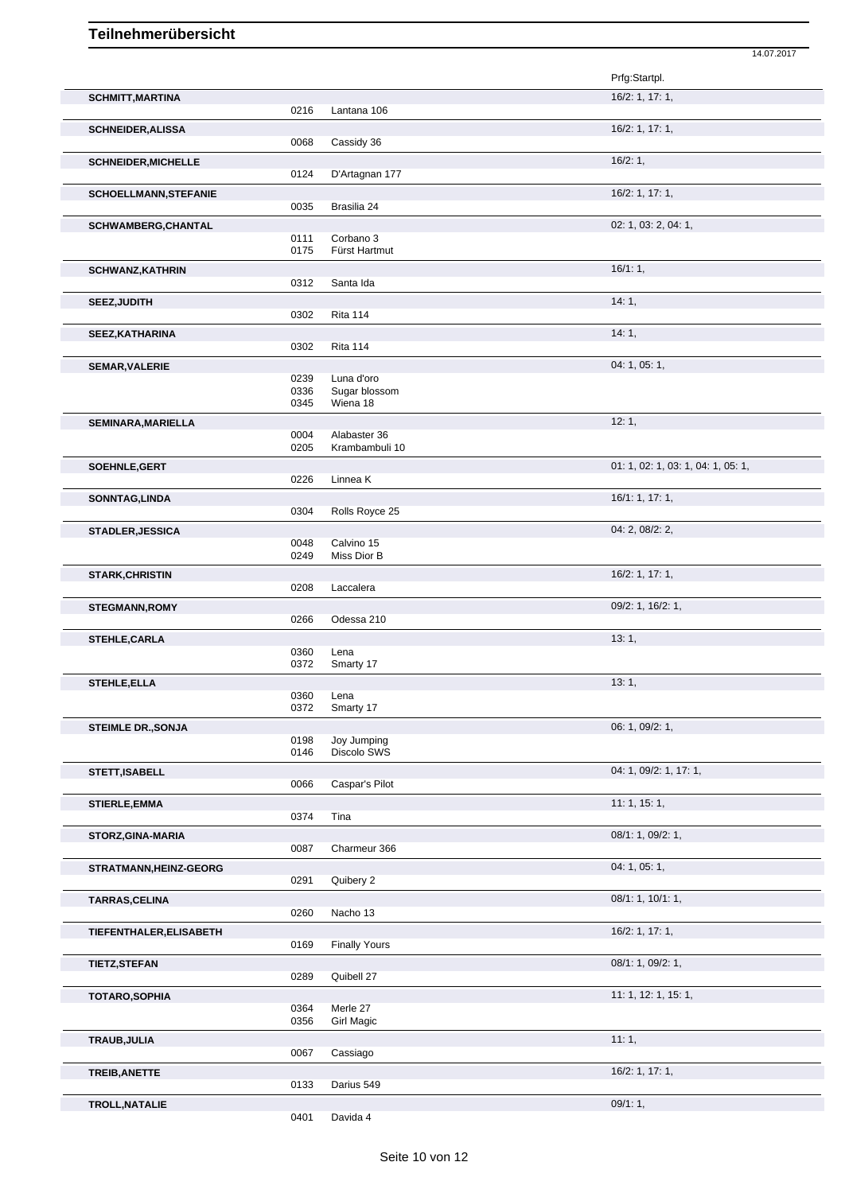# Teilnehmerübersicht

14.07.2017

| Name | Nr. | Pferd | Prfg:Startpl. |
|---|---|---|---|
| **SCHMITT,MARTINA** | | | 16/2: 1, 17: 1, |
| | 0216 | Lantana 106 | |
| **SCHNEIDER,ALISSA** | | | 16/2: 1, 17: 1, |
| | 0068 | Cassidy 36 | |
| **SCHNEIDER,MICHELLE** | | | 16/2: 1, |
| | 0124 | D'Artagnan 177 | |
| **SCHOELLMANN,STEFANIE** | | | 16/2: 1, 17: 1, |
| | 0035 | Brasilia 24 | |
| **SCHWAMBERG,CHANTAL** | | | 02: 1, 03: 2, 04: 1, |
| | 0111 | Corbano 3 | |
| | 0175 | Fürst Hartmut | |
| **SCHWANZ,KATHRIN** | | | 16/1: 1, |
| | 0312 | Santa Ida | |
| **SEEZ,JUDITH** | | | 14: 1, |
| | 0302 | Rita 114 | |
| **SEEZ,KATHARINA** | | | 14: 1, |
| | 0302 | Rita 114 | |
| **SEMAR,VALERIE** | | | 04: 1, 05: 1, |
| | 0239 | Luna d'oro | |
| | 0336 | Sugar blossom | |
| | 0345 | Wiena 18 | |
| **SEMINARA,MARIELLA** | | | 12: 1, |
| | 0004 | Alabaster 36 | |
| | 0205 | Krambambuli 10 | |
| **SOEHNLE,GERT** | | | 01: 1, 02: 1, 03: 1, 04: 1, 05: 1, |
| | 0226 | Linnea K | |
| **SONNTAG,LINDA** | | | 16/1: 1, 17: 1, |
| | 0304 | Rolls Royce 25 | |
| **STADLER,JESSICA** | | | 04: 2, 08/2: 2, |
| | 0048 | Calvino 15 | |
| | 0249 | Miss Dior B | |
| **STARK,CHRISTIN** | | | 16/2: 1, 17: 1, |
| | 0208 | Laccalera | |
| **STEGMANN,ROMY** | | | 09/2: 1, 16/2: 1, |
| | 0266 | Odessa 210 | |
| **STEHLE,CARLA** | | | 13: 1, |
| | 0360 | Lena | |
| | 0372 | Smarty 17 | |
| **STEHLE,ELLA** | | | 13: 1, |
| | 0360 | Lena | |
| | 0372 | Smarty 17 | |
| **STEIMLE DR.,SONJA** | | | 06: 1, 09/2: 1, |
| | 0198 | Joy Jumping | |
| | 0146 | Discolo SWS | |
| **STETT,ISABELL** | | | 04: 1, 09/2: 1, 17: 1, |
| | 0066 | Caspar's Pilot | |
| **STIERLE,EMMA** | | | 11: 1, 15: 1, |
| | 0374 | Tina | |
| **STORZ,GINA-MARIA** | | | 08/1: 1, 09/2: 1, |
| | 0087 | Charmeur 366 | |
| **STRATMANN,HEINZ-GEORG** | | | 04: 1, 05: 1, |
| | 0291 | Quibery 2 | |
| **TARRAS,CELINA** | | | 08/1: 1, 10/1: 1, |
| | 0260 | Nacho 13 | |
| **TIEFENTHALER,ELISABETH** | | | 16/2: 1, 17: 1, |
| | 0169 | Finally Yours | |
| **TIETZ,STEFAN** | | | 08/1: 1, 09/2: 1, |
| | 0289 | Quibell 27 | |
| **TOTARO,SOPHIA** | | | 11: 1, 12: 1, 15: 1, |
| | 0364 | Merle 27 | |
| | 0356 | Girl Magic | |
| **TRAUB,JULIA** | | | 11: 1, |
| | 0067 | Cassiago | |
| **TREIB,ANETTE** | | | 16/2: 1, 17: 1, |
| | 0133 | Darius 549 | |
| **TROLL,NATALIE** | | | 09/1: 1, |
| | 0401 | Davida 4 | |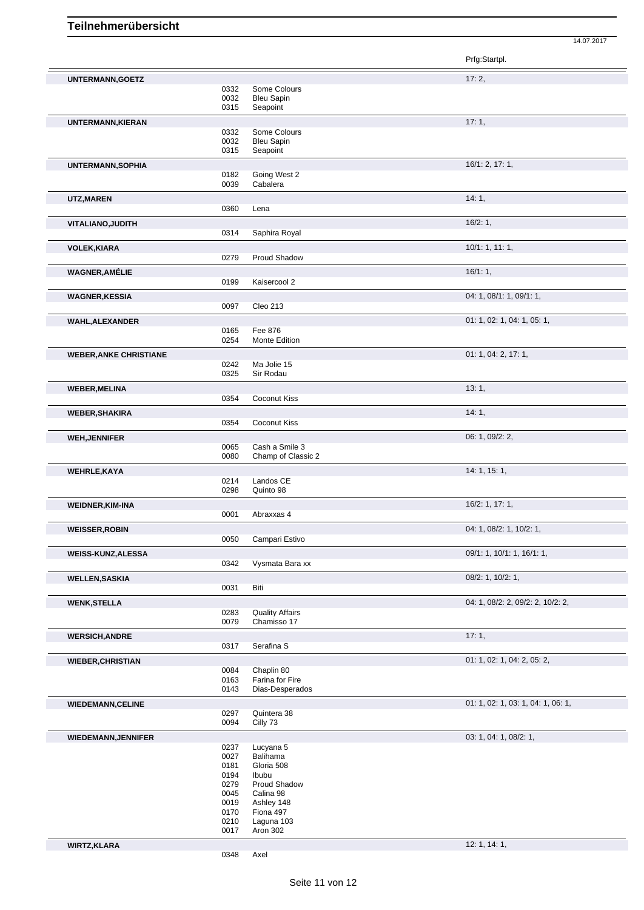# Teilnehmerübersicht

14.07.2017

| | | | Prfg:Startpl. |
|---|---|---|---|
| **UNTERMANN,GOETZ** | | | 17: 2, |
| | 0332 | Some Colours | |
| | 0032 | Bleu Sapin | |
| | 0315 | Seapoint | |
| **UNTERMANN,KIERAN** | | | 17: 1, |
| | 0332 | Some Colours | |
| | 0032 | Bleu Sapin | |
| | 0315 | Seapoint | |
| **UNTERMANN,SOPHIA** | | | 16/1: 2, 17: 1, |
| | 0182 | Going West 2 | |
| | 0039 | Cabalera | |
| **UTZ,MAREN** | | | 14: 1, |
| | 0360 | Lena | |
| **VITALIANO,JUDITH** | | | 16/2: 1, |
| | 0314 | Saphira Royal | |
| **VOLEK,KIARA** | | | 10/1: 1, 11: 1, |
| | 0279 | Proud Shadow | |
| **WAGNER,AMÉLIE** | | | 16/1: 1, |
| | 0199 | Kaisercool 2 | |
| **WAGNER,KESSIA** | | | 04: 1, 08/1: 1, 09/1: 1, |
| | 0097 | Cleo 213 | |
| **WAHL,ALEXANDER** | | | 01: 1, 02: 1, 04: 1, 05: 1, |
| | 0165 | Fee 876 | |
| | 0254 | Monte Edition | |
| **WEBER,ANKE CHRISTIANE** | | | 01: 1, 04: 2, 17: 1, |
| | 0242 | Ma Jolie 15 | |
| | 0325 | Sir Rodau | |
| **WEBER,MELINA** | | | 13: 1, |
| | 0354 | Coconut Kiss | |
| **WEBER,SHAKIRA** | | | 14: 1, |
| | 0354 | Coconut Kiss | |
| **WEH,JENNIFER** | | | 06: 1, 09/2: 2, |
| | 0065 | Cash a Smile 3 | |
| | 0080 | Champ of Classic 2 | |
| **WEHRLE,KAYA** | | | 14: 1, 15: 1, |
| | 0214 | Landos CE | |
| | 0298 | Quinto 98 | |
| **WEIDNER,KIM-INA** | | | 16/2: 1, 17: 1, |
| | 0001 | Abraxxas 4 | |
| **WEISSER,ROBIN** | | | 04: 1, 08/2: 1, 10/2: 1, |
| | 0050 | Campari Estivo | |
| **WEISS-KUNZ,ALESSA** | | | 09/1: 1, 10/1: 1, 16/1: 1, |
| | 0342 | Vysmata Bara xx | |
| **WELLEN,SASKIA** | | | 08/2: 1, 10/2: 1, |
| | 0031 | Biti | |
| **WENK,STELLA** | | | 04: 1, 08/2: 2, 09/2: 2, 10/2: 2, |
| | 0283 | Quality Affairs | |
| | 0079 | Chamisso 17 | |
| **WERSICH,ANDRE** | | | 17: 1, |
| | 0317 | Serafina S | |
| **WIEBER,CHRISTIAN** | | | 01: 1, 02: 1, 04: 2, 05: 2, |
| | 0084 | Chaplin 80 | |
| | 0163 | Farina for Fire | |
| | 0143 | Dias-Desperados | |
| **WIEDEMANN,CELINE** | | | 01: 1, 02: 1, 03: 1, 04: 1, 06: 1, |
| | 0297 | Quintera 38 | |
| | 0094 | Cilly 73 | |
| **WIEDEMANN,JENNIFER** | | | 03: 1, 04: 1, 08/2: 1, |
| | 0237 | Lucyana 5 | |
| | 0027 | Balihama | |
| | 0181 | Gloria 508 | |
| | 0194 | Ibubu | |
| | 0279 | Proud Shadow | |
| | 0045 | Calina 98 | |
| | 0019 | Ashley 148 | |
| | 0170 | Fiona 497 | |
| | 0210 | Laguna 103 | |
| | 0017 | Aron 302 | |
| **WIRTZ,KLARA** | | | 12: 1, 14: 1, |
| | 0348 | Axel | |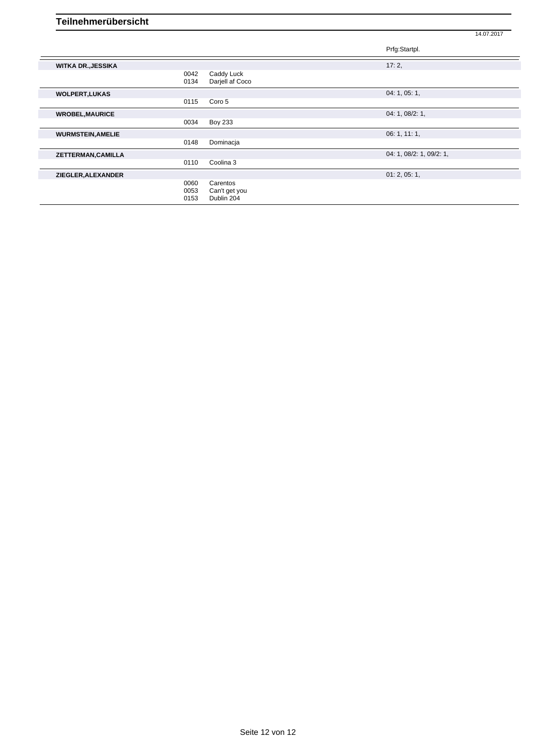# Teilnehmerübersicht

14.07.2017

| | | | Prfg:Startpl. |
|---|---|---|---|
| **WITKA DR.,JESSIKA** | | | 17: 2, |
| | 0042 | Caddy Luck | |
| | 0134 | Darjell af Coco | |
| **WOLPERT,LUKAS** | | | 04: 1, 05: 1, |
| | 0115 | Coro 5 | |
| **WROBEL,MAURICE** | | | 04: 1, 08/2: 1, |
| | 0034 | Boy 233 | |
| **WURMSTEIN,AMELIE** | | | 06: 1, 11: 1, |
| | 0148 | Dominacja | |
| **ZETTERMAN,CAMILLA** | | | 04: 1, 08/2: 1, 09/2: 1, |
| | 0110 | Coolina 3 | |
| **ZIEGLER,ALEXANDER** | | | 01: 2, 05: 1, |
| | 0060 | Carentos | |
| | 0053 | Can't get you | |
| | 0153 | Dublin 204 | |